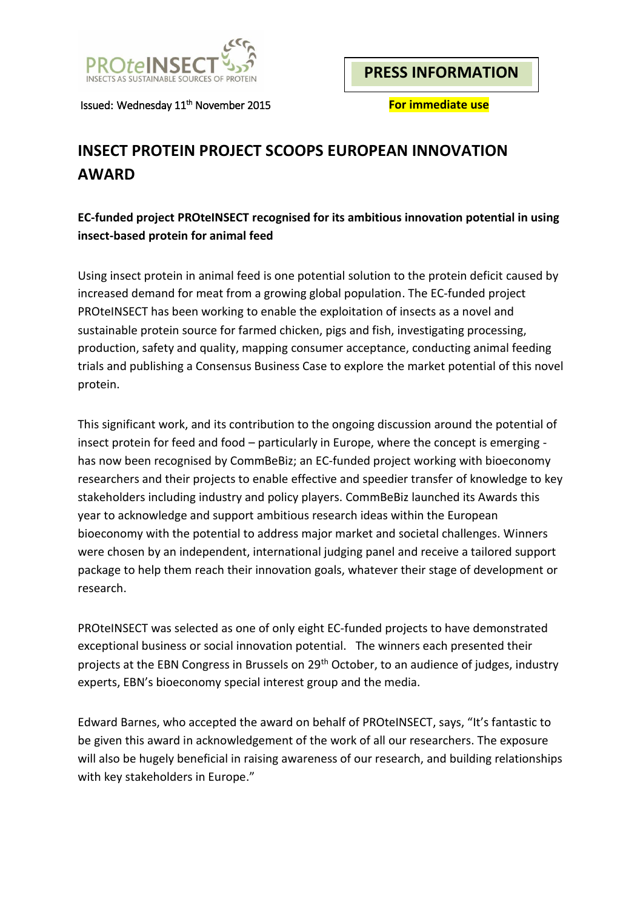PROteINSECT
INSECTS AS SUSTAINABLE SOURCES OF PROTEIN

**PRESS INFORMATION**

Issued: Wednesday 11th November 2015

**For immediate use**

# INSECT PROTEIN PROJECT SCOOPS EUROPEAN INNOVATION AWARD

**EC-funded project PROteINSECT recognised for its ambitious innovation potential in using insect-based protein for animal feed**

Using insect protein in animal feed is one potential solution to the protein deficit caused by increased demand for meat from a growing global population. The EC-funded project PROteINSECT has been working to enable the exploitation of insects as a novel and sustainable protein source for farmed chicken, pigs and fish, investigating processing, production, safety and quality, mapping consumer acceptance, conducting animal feeding trials and publishing a Consensus Business Case to explore the market potential of this novel protein.

This significant work, and its contribution to the ongoing discussion around the potential of insect protein for feed and food – particularly in Europe, where the concept is emerging - has now been recognised by CommBeBiz; an EC-funded project working with bioeconomy researchers and their projects to enable effective and speedier transfer of knowledge to key stakeholders including industry and policy players. CommBeBiz launched its Awards this year to acknowledge and support ambitious research ideas within the European bioeconomy with the potential to address major market and societal challenges. Winners were chosen by an independent, international judging panel and receive a tailored support package to help them reach their innovation goals, whatever their stage of development or research.

PROteINSECT was selected as one of only eight EC-funded projects to have demonstrated exceptional business or social innovation potential. The winners each presented their projects at the EBN Congress in Brussels on 29th October, to an audience of judges, industry experts, EBN's bioeconomy special interest group and the media.

Edward Barnes, who accepted the award on behalf of PROteINSECT, says, "It's fantastic to be given this award in acknowledgement of the work of all our researchers. The exposure will also be hugely beneficial in raising awareness of our research, and building relationships with key stakeholders in Europe."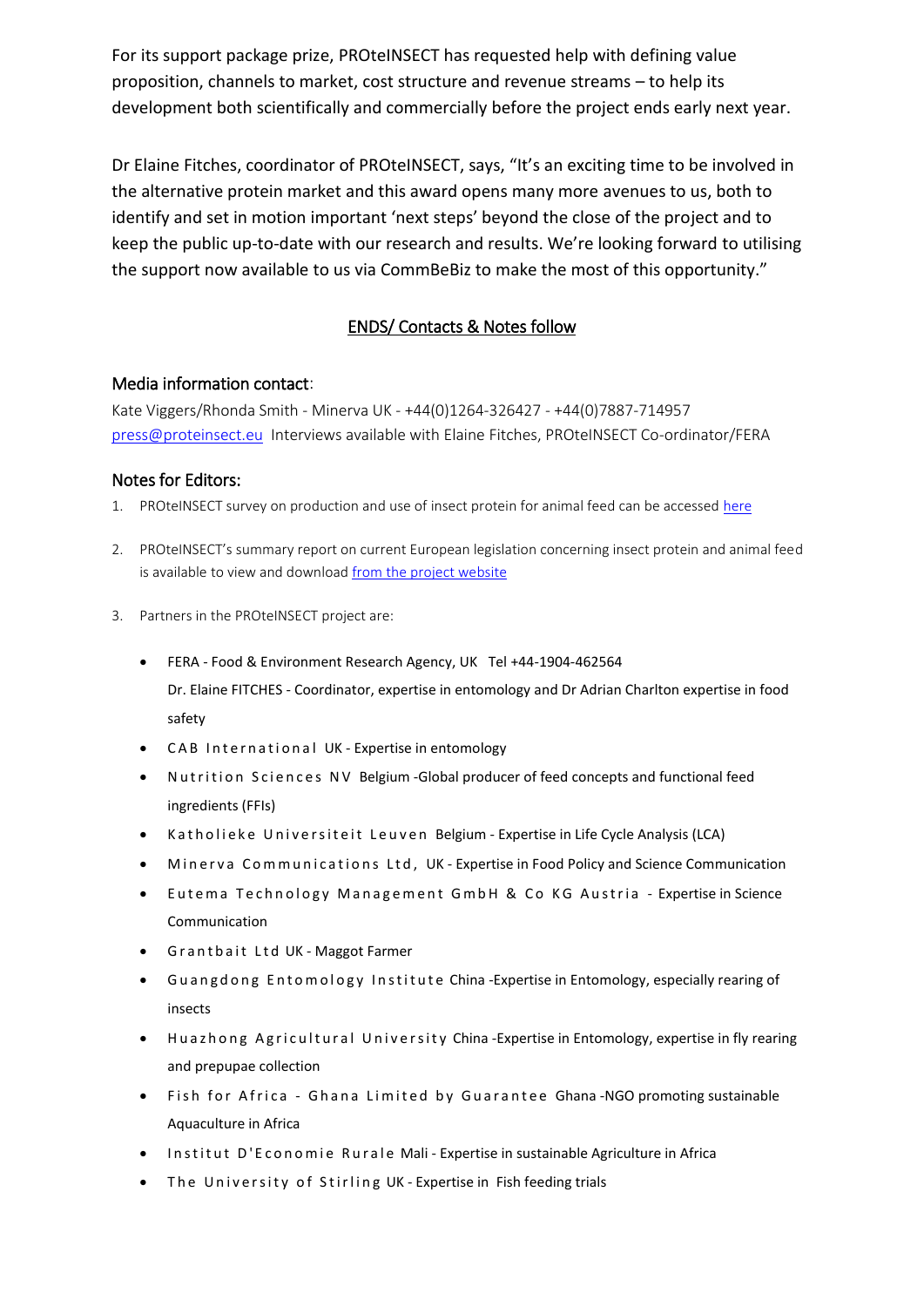For its support package prize, PROteINSECT has requested help with defining value proposition, channels to market, cost structure and revenue streams – to help its development both scientifically and commercially before the project ends early next year.

Dr Elaine Fitches, coordinator of PROteINSECT, says, "It's an exciting time to be involved in the alternative protein market and this award opens many more avenues to us, both to identify and set in motion important 'next steps' beyond the close of the project and to keep the public up-to-date with our research and results. We're looking forward to utilising the support now available to us via CommBeBiz to make the most of this opportunity."

ENDS/ Contacts & Notes follow

## Media information contact:

Kate Viggers/Rhonda Smith - Minerva UK - +44(0)1264-326427 - +44(0)7887-714957
press@proteinsect.eu Interviews available with Elaine Fitches, PROteINSECT Co-ordinator/FERA

## Notes for Editors:

1. PROteINSECT survey on production and use of insect protein for animal feed can be accessed here
2. PROteINSECT's summary report on current European legislation concerning insect protein and animal feed is available to view and download from the project website
3. Partners in the PROteINSECT project are:
   - FERA - Food & Environment Research Agency, UK Tel +44-1904-462564
     Dr. Elaine FITCHES - Coordinator, expertise in entomology and Dr Adrian Charlton expertise in food safety
   - CAB International UK - Expertise in entomology
   - Nutrition Sciences NV Belgium -Global producer of feed concepts and functional feed ingredients (FFIs)
   - Katholieke Universiteit Leuven Belgium - Expertise in Life Cycle Analysis (LCA)
   - Minerva Communications Ltd, UK - Expertise in Food Policy and Science Communication
   - Eutema Technology Management GmbH & Co KG Austria - Expertise in Science Communication
   - Grantbait Ltd UK - Maggot Farmer
   - Guangdong Entomology Institute China -Expertise in Entomology, especially rearing of insects
   - Huazhong Agricultural University China -Expertise in Entomology, expertise in fly rearing and prepupae collection
   - Fish for Africa - Ghana Limited by Guarantee Ghana -NGO promoting sustainable Aquaculture in Africa
   - Institut D'Economie Rurale Mali - Expertise in sustainable Agriculture in Africa
   - The University of Stirling UK - Expertise in Fish feeding trials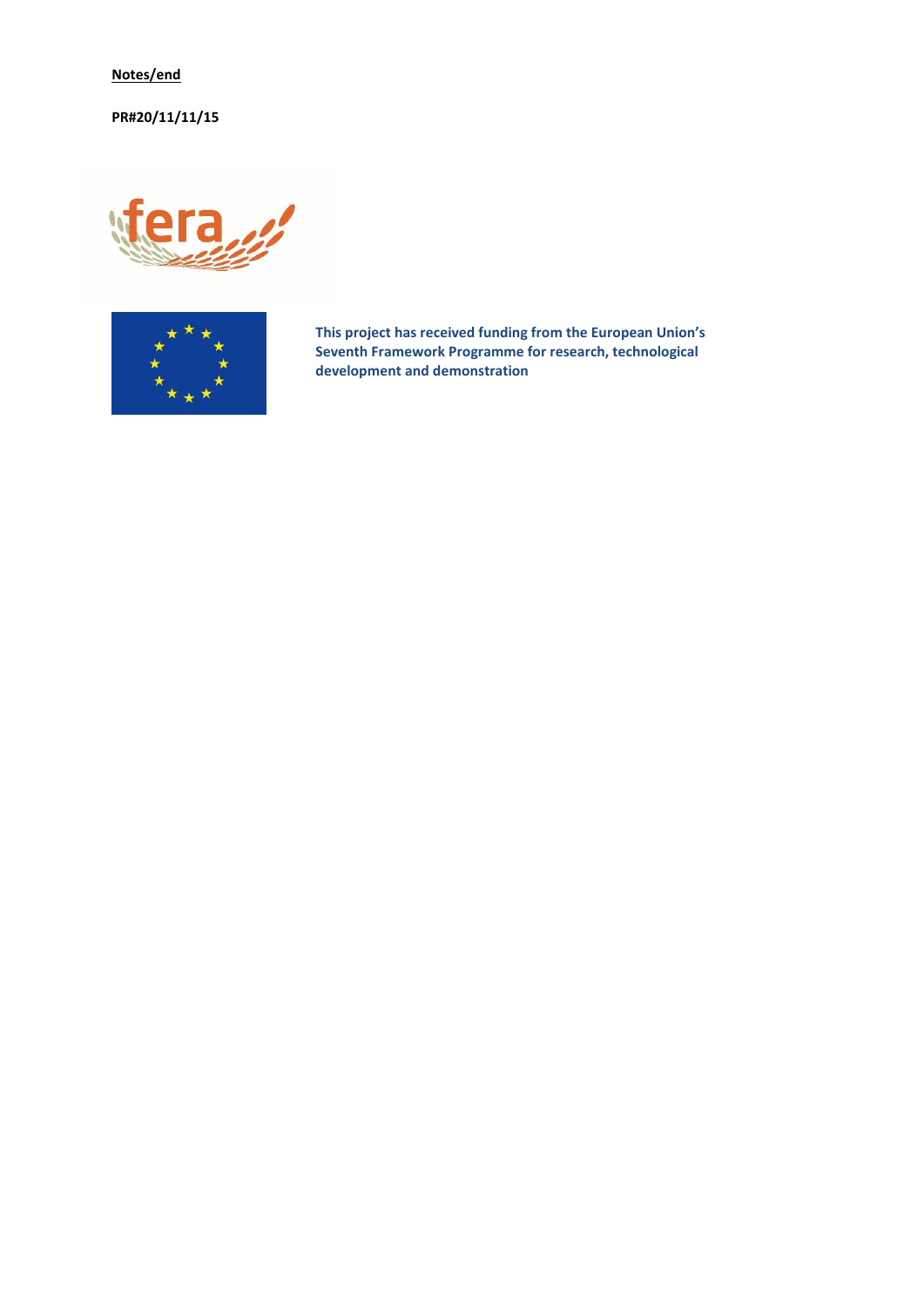**Notes/end**

**PR#20/11/11/15**

**This project has received funding from the European Union's Seventh Framework Programme for research, technological development and demonstration**